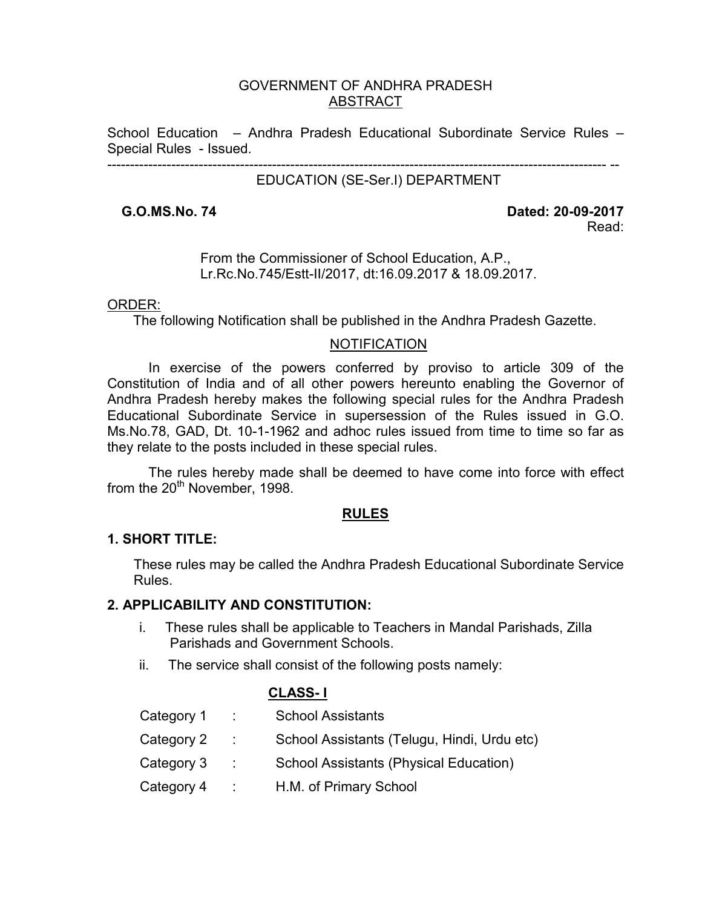GOVERNMENT OF ANDHRA PRADESH

ABSTRACT

School Education – Andhra Pradesh Educational Subordinate Service Rules – Special Rules - Issued.

---

EDUCATION (SE-Ser.I) DEPARTMENT

**G.O.MS.No. 74** **Dated: 20-09-2017**

Read:

From the Commissioner of School Education, A.P., Lr.Rc.No.745/Estt-II/2017, dt:16.09.2017 & 18.09.2017.

ORDER:

The following Notification shall be published in the Andhra Pradesh Gazette.

NOTIFICATION

In exercise of the powers conferred by proviso to article 309 of the Constitution of India and of all other powers hereunto enabling the Governor of Andhra Pradesh hereby makes the following special rules for the Andhra Pradesh Educational Subordinate Service in supersession of the Rules issued in G.O. Ms.No.78, GAD, Dt. 10-1-1962 and adhoc rules issued from time to time so far as they relate to the posts included in these special rules.

The rules hereby made shall be deemed to have come into force with effect from the 20th November, 1998.

## RULES

### 1. SHORT TITLE:

These rules may be called the Andhra Pradesh Educational Subordinate Service Rules.

### 2. APPLICABILITY AND CONSTITUTION:

i. These rules shall be applicable to Teachers in Mandal Parishads, Zilla Parishads and Government Schools.

ii. The service shall consist of the following posts namely:

**CLASS- I**

| | | |
|---|---|---|
| Category 1 | : | School Assistants |
| Category 2 | : | School Assistants (Telugu, Hindi, Urdu etc) |
| Category 3 | : | School Assistants (Physical Education) |
| Category 4 | : | H.M. of Primary School |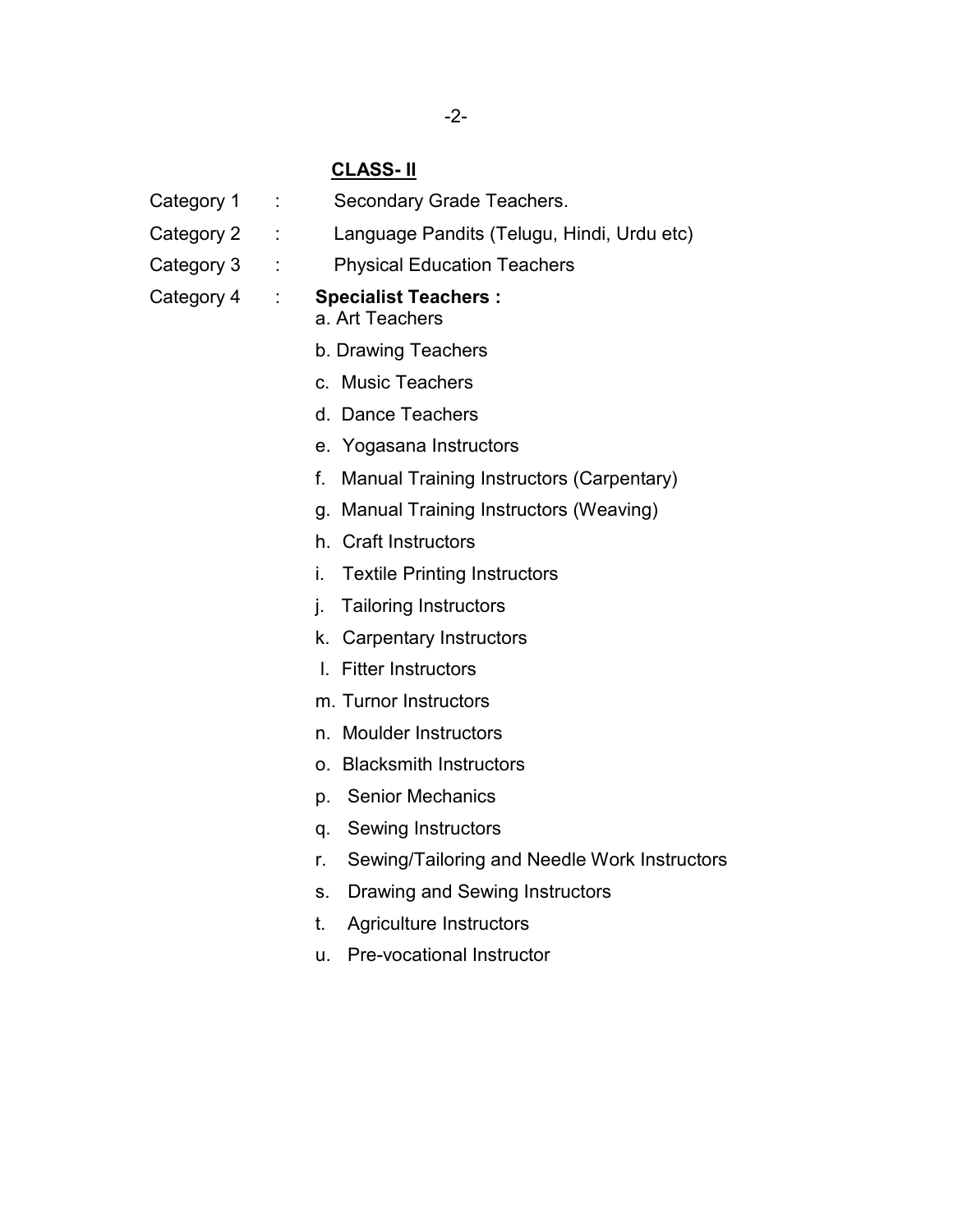**CLASS- II**

Category 1 : Secondary Grade Teachers.

Category 2 : Language Pandits (Telugu, Hindi, Urdu etc)

Category 3 : Physical Education Teachers

Category 4 : **Specialist Teachers :**

a. Art Teachers

b. Drawing Teachers

c. Music Teachers

d. Dance Teachers

e. Yogasana Instructors

f. Manual Training Instructors (Carpentary)

g. Manual Training Instructors (Weaving)

h. Craft Instructors

i. Textile Printing Instructors

j. Tailoring Instructors

k. Carpentary Instructors

l. Fitter Instructors

m. Turnor Instructors

n. Moulder Instructors

o. Blacksmith Instructors

p. Senior Mechanics

q. Sewing Instructors

r. Sewing/Tailoring and Needle Work Instructors

s. Drawing and Sewing Instructors

t. Agriculture Instructors

u. Pre-vocational Instructor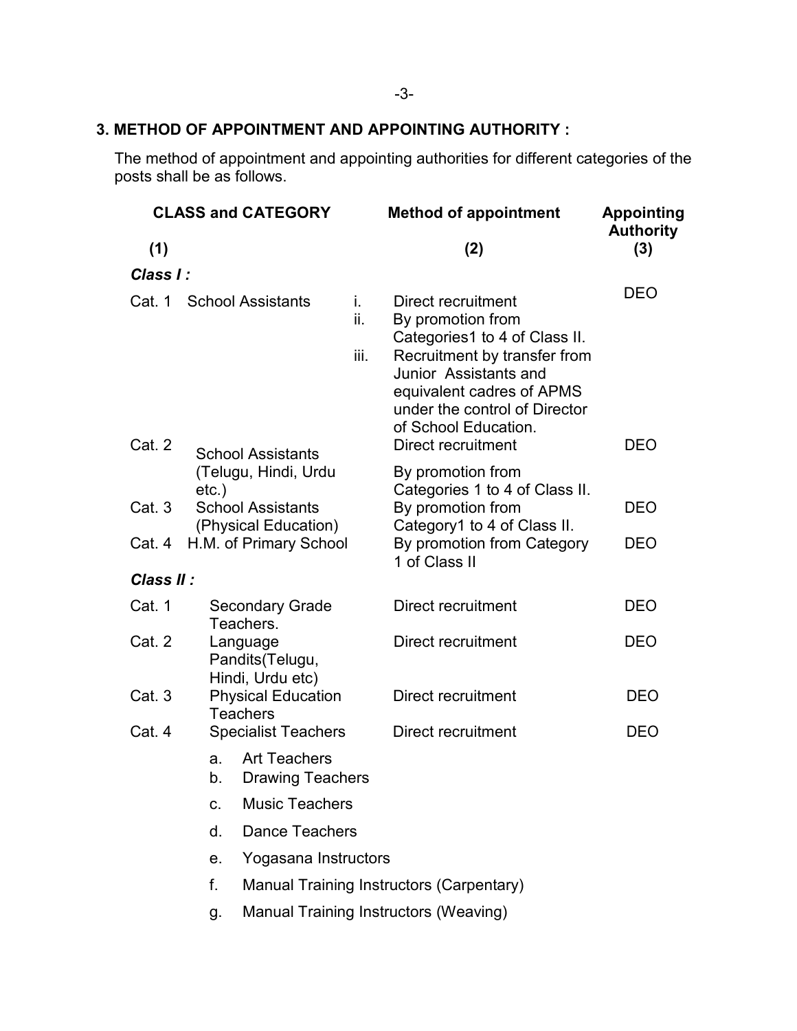## 3. METHOD OF APPOINTMENT AND APPOINTING AUTHORITY :

The method of appointment and appointing authorities for different categories of the posts shall be as follows.

| CLASS and CATEGORY | | Method of appointment | Appointing Authority |
|---|---|---|---|
| (1) | | (2) | (3) |
| ***Class I :*** | | | |
| Cat. 1 | School Assistants | i. Direct recruitment<br>ii. By promotion from Categories1 to 4 of Class II.<br>iii. Recruitment by transfer from Junior Assistants and equivalent cadres of APMS under the control of Director of School Education. | DEO |
| Cat. 2 | School Assistants (Telugu, Hindi, Urdu etc.) | Direct recruitment<br>By promotion from Categories 1 to 4 of Class II. | DEO |
| Cat. 3 | School Assistants (Physical Education) | By promotion from Category1 to 4 of Class II. | DEO |
| Cat. 4 | H.M. of Primary School | By promotion from Category 1 of Class II | DEO |
| ***Class II :*** | | | |
| Cat. 1 | Secondary Grade Teachers. | Direct recruitment | DEO |
| Cat. 2 | Language Pandits(Telugu, Hindi, Urdu etc) | Direct recruitment | DEO |
| Cat. 3 | Physical Education Teachers | Direct recruitment | DEO |
| Cat. 4 | Specialist Teachers<br>a. Art Teachers<br>b. Drawing Teachers<br>c. Music Teachers<br>d. Dance Teachers<br>e. Yogasana Instructors<br>f. Manual Training Instructors (Carpentary)<br>g. Manual Training Instructors (Weaving) | Direct recruitment | DEO |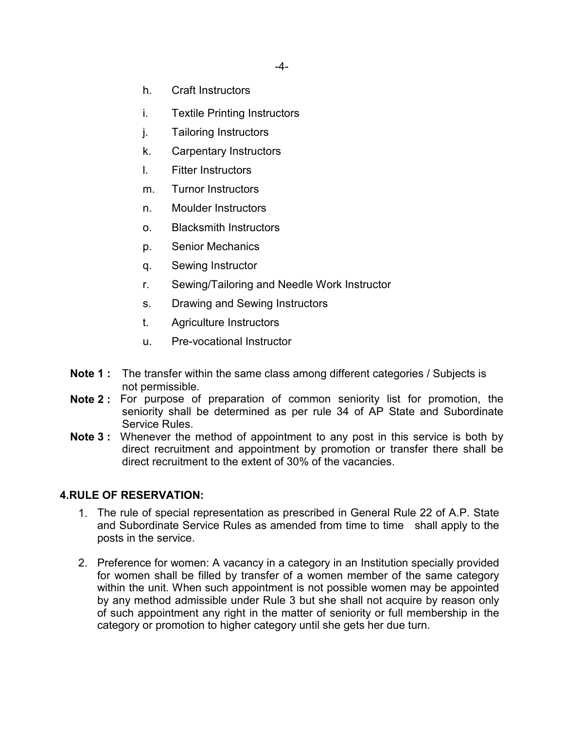h. Craft Instructors

i. Textile Printing Instructors

j. Tailoring Instructors

k. Carpentary Instructors

l. Fitter Instructors

m. Turnor Instructors

n. Moulder Instructors

o. Blacksmith Instructors

p. Senior Mechanics

q. Sewing Instructor

r. Sewing/Tailoring and Needle Work Instructor

s. Drawing and Sewing Instructors

t. Agriculture Instructors

u. Pre-vocational Instructor

**Note 1 :** The transfer within the same class among different categories / Subjects is not permissible.

**Note 2 :** For purpose of preparation of common seniority list for promotion, the seniority shall be determined as per rule 34 of AP State and Subordinate Service Rules.

**Note 3 :** Whenever the method of appointment to any post in this service is both by direct recruitment and appointment by promotion or transfer there shall be direct recruitment to the extent of 30% of the vacancies.

## 4.RULE OF RESERVATION:

1. The rule of special representation as prescribed in General Rule 22 of A.P. State and Subordinate Service Rules as amended from time to time shall apply to the posts in the service.

2. Preference for women: A vacancy in a category in an Institution specially provided for women shall be filled by transfer of a women member of the same category within the unit. When such appointment is not possible women may be appointed by any method admissible under Rule 3 but she shall not acquire by reason only of such appointment any right in the matter of seniority or full membership in the category or promotion to higher category until she gets her due turn.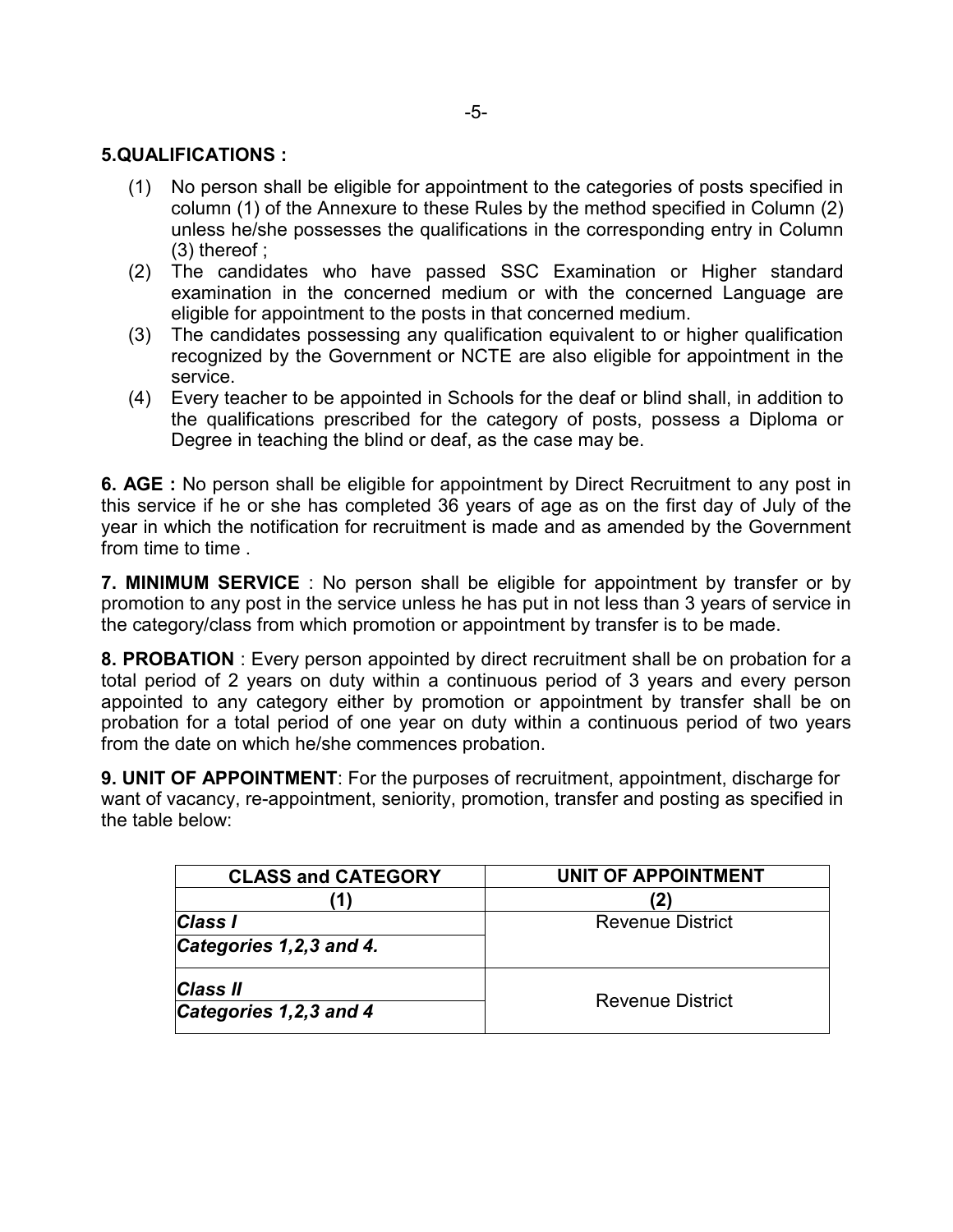**5.QUALIFICATIONS :**

(1) No person shall be eligible for appointment to the categories of posts specified in column (1) of the Annexure to these Rules by the method specified in Column (2) unless he/she possesses the qualifications in the corresponding entry in Column (3) thereof ;

(2) The candidates who have passed SSC Examination or Higher standard examination in the concerned medium or with the concerned Language are eligible for appointment to the posts in that concerned medium.

(3) The candidates possessing any qualification equivalent to or higher qualification recognized by the Government or NCTE are also eligible for appointment in the service.

(4) Every teacher to be appointed in Schools for the deaf or blind shall, in addition to the qualifications prescribed for the category of posts, possess a Diploma or Degree in teaching the blind or deaf, as the case may be.

**6. AGE :** No person shall be eligible for appointment by Direct Recruitment to any post in this service if he or she has completed 36 years of age as on the first day of July of the year in which the notification for recruitment is made and as amended by the Government from time to time .

**7. MINIMUM SERVICE** : No person shall be eligible for appointment by transfer or by promotion to any post in the service unless he has put in not less than 3 years of service in the category/class from which promotion or appointment by transfer is to be made.

**8. PROBATION** : Every person appointed by direct recruitment shall be on probation for a total period of 2 years on duty within a continuous period of 3 years and every person appointed to any category either by promotion or appointment by transfer shall be on probation for a total period of one year on duty within a continuous period of two years from the date on which he/she commences probation.

**9. UNIT OF APPOINTMENT**: For the purposes of recruitment, appointment, discharge for want of vacancy, re-appointment, seniority, promotion, transfer and posting as specified in the table below:

| CLASS and CATEGORY | UNIT OF APPOINTMENT |
|---|---|
| (1) | (2) |
| ***Class I*** <br> ***Categories 1,2,3 and 4.*** | Revenue District |
| ***Class II*** <br> ***Categories 1,2,3 and 4*** | Revenue District |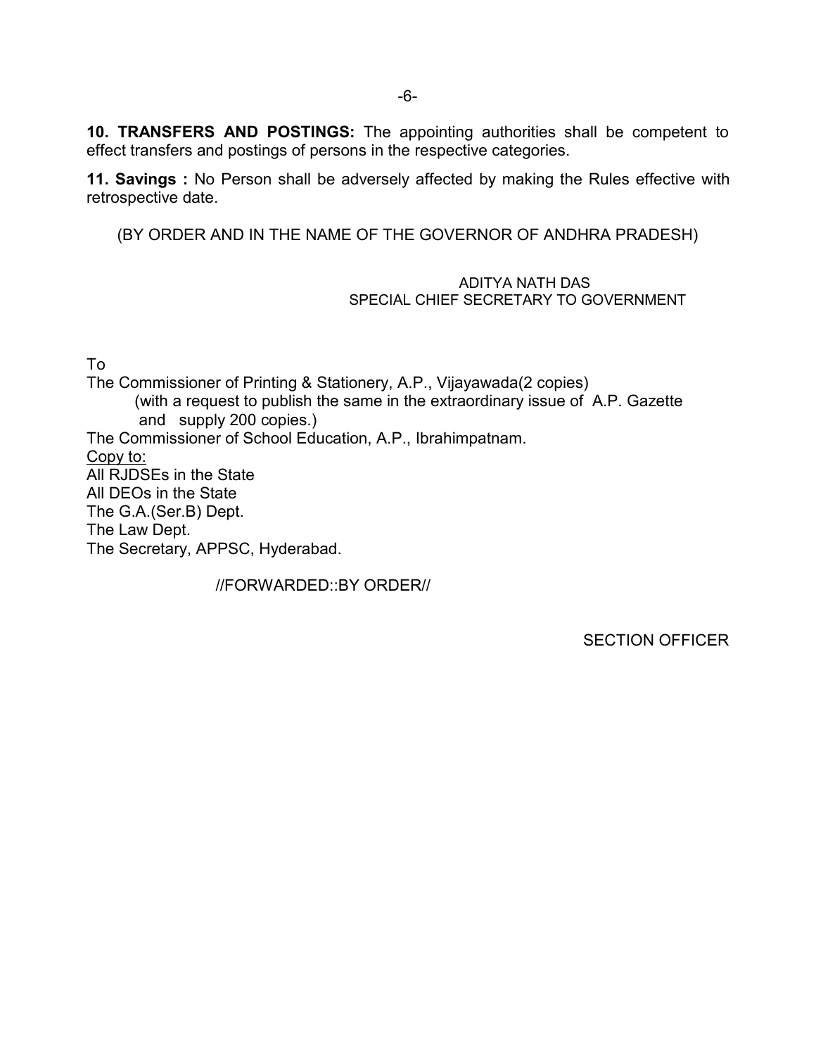**10. TRANSFERS AND POSTINGS:** The appointing authorities shall be competent to effect transfers and postings of persons in the respective categories.

**11. Savings :** No Person shall be adversely affected by making the Rules effective with retrospective date.

(BY ORDER AND IN THE NAME OF THE GOVERNOR OF ANDHRA PRADESH)

ADITYA NATH DAS
SPECIAL CHIEF SECRETARY TO GOVERNMENT

To
The Commissioner of Printing & Stationery, A.P., Vijayawada(2 copies)
(with a request to publish the same in the extraordinary issue of A.P. Gazette and supply 200 copies.)
The Commissioner of School Education, A.P., Ibrahimpatnam.
Copy to:
All RJDSEs in the State
All DEOs in the State
The G.A.(Ser.B) Dept.
The Law Dept.
The Secretary, APPSC, Hyderabad.

//FORWARDED::BY ORDER//

SECTION OFFICER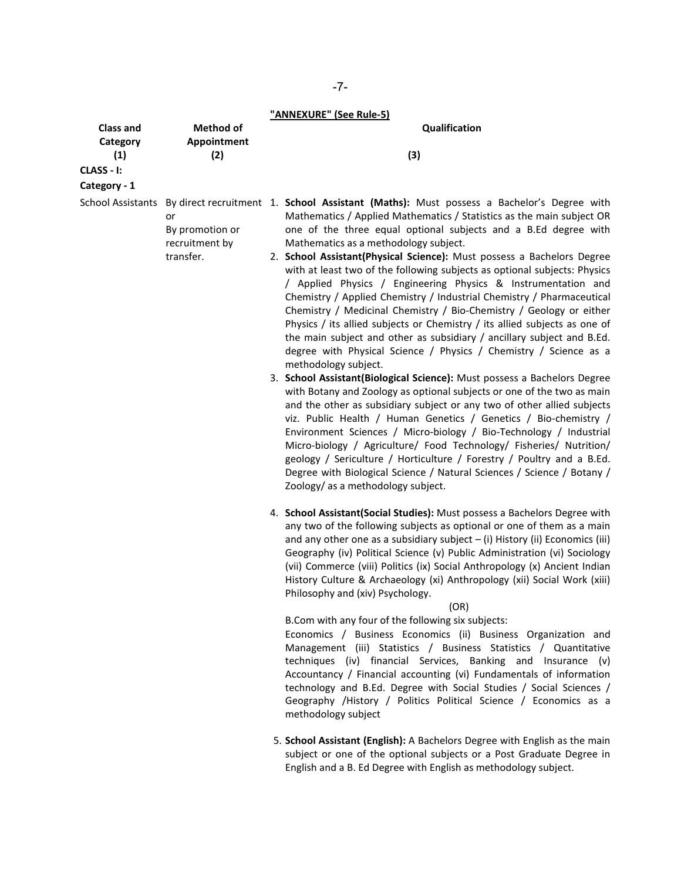**"ANNEXURE" (See Rule-5)**

| Class and Category (1) | Method of Appointment (2) | Qualification (3) |
|---|---|---|
| **CLASS - I:** | | |
| **Category - 1** | | |
| School Assistants | By direct recruitment or By promotion or recruitment by transfer. | 1. **School Assistant (Maths):** Must possess a Bachelor's Degree with Mathematics / Applied Mathematics / Statistics as the main subject OR one of the three equal optional subjects and a B.Ed degree with Mathematics as a methodology subject.<br>2. **School Assistant(Physical Science):** Must possess a Bachelors Degree with at least two of the following subjects as optional subjects: Physics / Applied Physics / Engineering Physics & Instrumentation and Chemistry / Applied Chemistry / Industrial Chemistry / Pharmaceutical Chemistry / Medicinal Chemistry / Bio-Chemistry / Geology or either Physics / its allied subjects or Chemistry / its allied subjects as one of the main subject and other as subsidiary / ancillary subject and B.Ed. degree with Physical Science / Physics / Chemistry / Science as a methodology subject.<br>3. **School Assistant(Biological Science):** Must possess a Bachelors Degree with Botany and Zoology as optional subjects or one of the two as main and the other as subsidiary subject or any two of other allied subjects viz. Public Health / Human Genetics / Genetics / Bio-chemistry / Environment Sciences / Micro-biology / Bio-Technology / Industrial Micro-biology / Agriculture/ Food Technology/ Fisheries/ Nutrition/ geology / Sericulture / Horticulture / Forestry / Poultry and a B.Ed. Degree with Biological Science / Natural Sciences / Science / Botany / Zoology/ as a methodology subject.<br>4. **School Assistant(Social Studies):** Must possess a Bachelors Degree with any two of the following subjects as optional or one of them as a main and any other one as a subsidiary subject – (i) History (ii) Economics (iii) Geography (iv) Political Science (v) Public Administration (vi) Sociology (vii) Commerce (viii) Politics (ix) Social Anthropology (x) Ancient Indian History Culture & Archaeology (xi) Anthropology (xii) Social Work (xiii) Philosophy and (xiv) Psychology.<br>(OR)<br>B.Com with any four of the following six subjects:<br>Economics / Business Economics (ii) Business Organization and Management (iii) Statistics / Business Statistics / Quantitative techniques (iv) financial Services, Banking and Insurance (v) Accountancy / Financial accounting (vi) Fundamentals of information technology and B.Ed. Degree with Social Studies / Social Sciences / Geography /History / Politics Political Science / Economics as a methodology subject<br>5. **School Assistant (English):** A Bachelors Degree with English as the main subject or one of the optional subjects or a Post Graduate Degree in English and a B. Ed Degree with English as methodology subject. |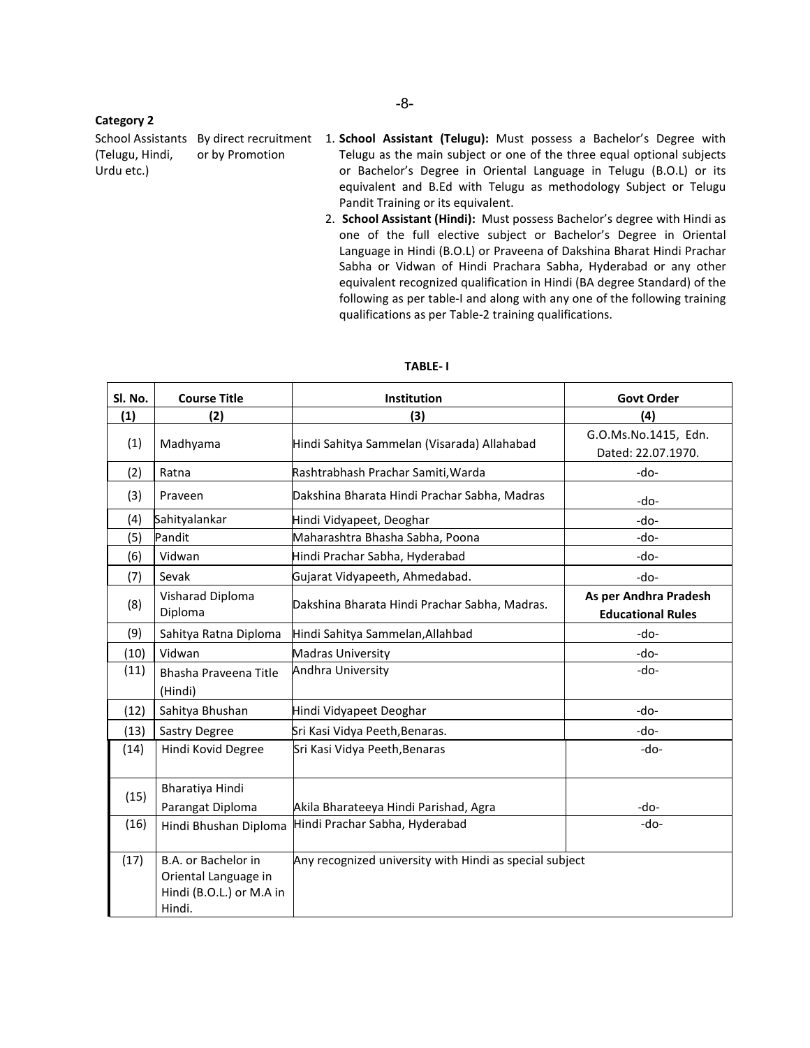**Category 2**

| | | |
|---|---|---|
| School Assistants (Telugu, Hindi, Urdu etc.) | By direct recruitment or by Promotion | 1. **School Assistant (Telugu):** Must possess a Bachelor's Degree with Telugu as the main subject or one of the three equal optional subjects or Bachelor's Degree in Oriental Language in Telugu (B.O.L) or its equivalent and B.Ed with Telugu as methodology Subject or Telugu Pandit Training or its equivalent.<br>2. **School Assistant (Hindi):** Must possess Bachelor's degree with Hindi as one of the full elective subject or Bachelor's Degree in Oriental Language in Hindi (B.O.L) or Praveena of Dakshina Bharat Hindi Prachar Sabha or Vidwan of Hindi Prachara Sabha, Hyderabad or any other equivalent recognized qualification in Hindi (BA degree Standard) of the following as per table-I and along with any one of the following training qualifications as per Table-2 training qualifications. |

**TABLE- I**

| Sl. No. | Course Title | Institution | Govt Order |
|---|---|---|---|
| (1) | (2) | (3) | (4) |
| (1) | Madhyama | Hindi Sahitya Sammelan (Visarada) Allahabad | G.O.Ms.No.1415, Edn. Dated: 22.07.1970. |
| (2) | Ratna | Rashtrabhash Prachar Samiti,Warda | -do- |
| (3) | Praveen | Dakshina Bharata Hindi Prachar Sabha, Madras | -do- |
| (4) | Sahityalankar | Hindi Vidyapeet, Deoghar | -do- |
| (5) | Pandit | Maharashtra Bhasha Sabha, Poona | -do- |
| (6) | Vidwan | Hindi Prachar Sabha, Hyderabad | -do- |
| (7) | Sevak | Gujarat Vidyapeeth, Ahmedabad. | -do- |
| (8) | Visharad Diploma Diploma | Dakshina Bharata Hindi Prachar Sabha, Madras. | **As per Andhra Pradesh Educational Rules** |
| (9) | Sahitya Ratna Diploma | Hindi Sahitya Sammelan,Allahbad | -do- |
| (10) | Vidwan | Madras University | -do- |
| (11) | Bhasha Praveena Title (Hindi) | Andhra University | -do- |
| (12) | Sahitya Bhushan | Hindi Vidyapeet Deoghar | -do- |
| (13) | Sastry Degree | Sri Kasi Vidya Peeth,Benaras. | -do- |
| (14) | Hindi Kovid Degree | Sri Kasi Vidya Peeth,Benaras | -do- |
| (15) | Bharatiya Hindi Parangat Diploma | Akila Bharateeya Hindi Parishad, Agra | -do- |
| (16) | Hindi Bhushan Diploma | Hindi Prachar Sabha, Hyderabad | -do- |
| (17) | B.A. or Bachelor in Oriental Language in Hindi (B.O.L.) or M.A in Hindi. | Any recognized university with Hindi as special subject | |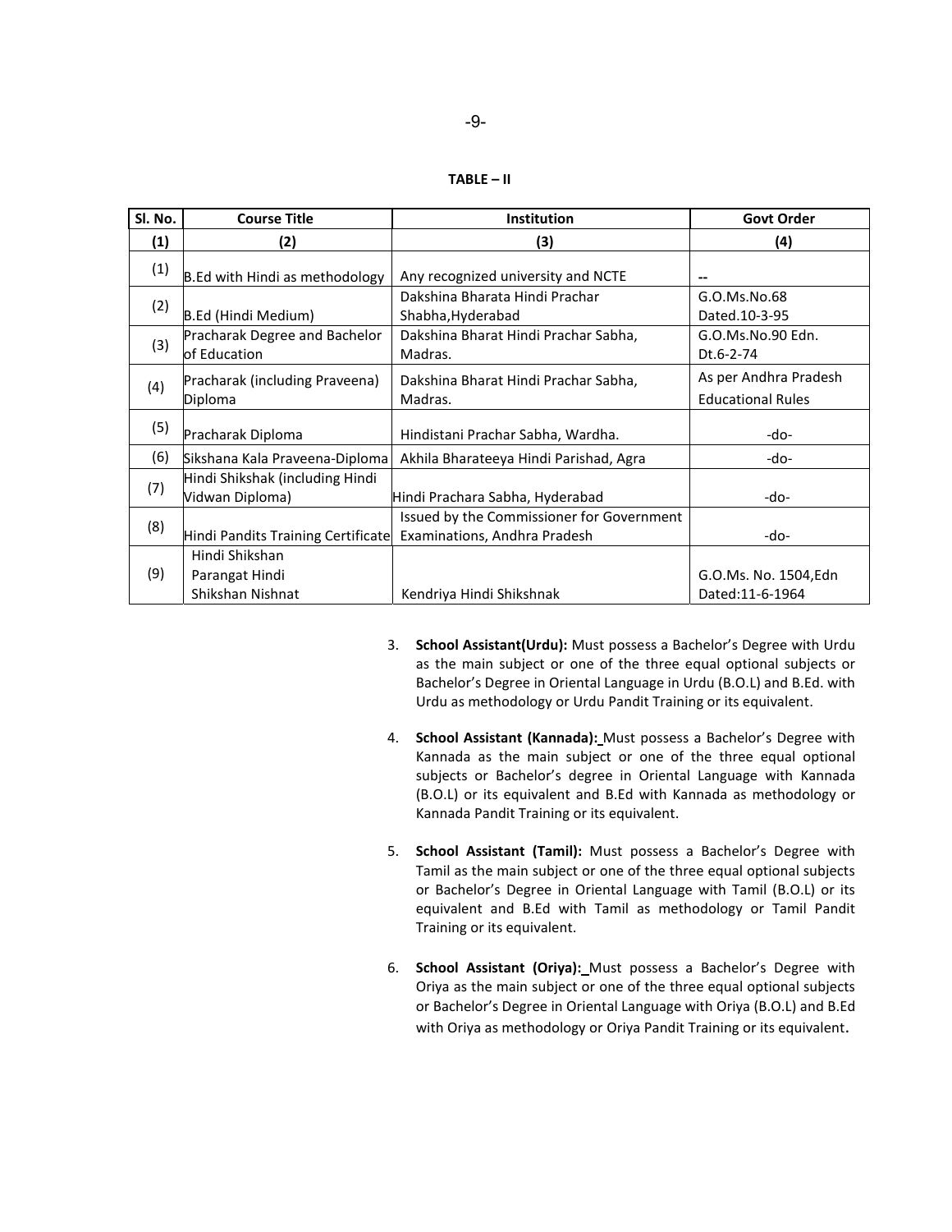**TABLE – II**

| Sl. No. | Course Title | Institution | Govt Order |
|---|---|---|---|
| (1) | (2) | (3) | (4) |
| (1) | B.Ed with Hindi as methodology | Any recognized university and NCTE | -- |
| (2) | B.Ed (Hindi Medium) | Dakshina Bharata Hindi Prachar Shabha,Hyderabad | G.O.Ms.No.68 Dated.10-3-95 |
| (3) | Pracharak Degree and Bachelor of Education | Dakshina Bharat Hindi Prachar Sabha, Madras. | G.O.Ms.No.90 Edn. Dt.6-2-74 |
| (4) | Pracharak (including Praveena) Diploma | Dakshina Bharat Hindi Prachar Sabha, Madras. | As per Andhra Pradesh Educational Rules |
| (5) | Pracharak Diploma | Hindistani Prachar Sabha, Wardha. | -do- |
| (6) | Sikshana Kala Praveena-Diploma | Akhila Bharateeya Hindi Parishad, Agra | -do- |
| (7) | Hindi Shikshak (including Hindi Vidwan Diploma) | Hindi Prachara Sabha, Hyderabad | -do- |
| (8) | Hindi Pandits Training Certificate | Issued by the Commissioner for Government Examinations, Andhra Pradesh | -do- |
| (9) | Hindi Shikshan Parangat Hindi Shikshan Nishnat | Kendriya Hindi Shikshnak | G.O.Ms. No. 1504,Edn Dated:11-6-1964 |

3. **School Assistant(Urdu):** Must possess a Bachelor's Degree with Urdu as the main subject or one of the three equal optional subjects or Bachelor's Degree in Oriental Language in Urdu (B.O.L) and B.Ed. with Urdu as methodology or Urdu Pandit Training or its equivalent.

4. **School Assistant (Kannada):** Must possess a Bachelor's Degree with Kannada as the main subject or one of the three equal optional subjects or Bachelor's degree in Oriental Language with Kannada (B.O.L) or its equivalent and B.Ed with Kannada as methodology or Kannada Pandit Training or its equivalent.

5. **School Assistant (Tamil):** Must possess a Bachelor's Degree with Tamil as the main subject or one of the three equal optional subjects or Bachelor's Degree in Oriental Language with Tamil (B.O.L) or its equivalent and B.Ed with Tamil as methodology or Tamil Pandit Training or its equivalent.

6. **School Assistant (Oriya):** Must possess a Bachelor's Degree with Oriya as the main subject or one of the three equal optional subjects or Bachelor's Degree in Oriental Language with Oriya (B.O.L) and B.Ed with Oriya as methodology or Oriya Pandit Training or its equivalent.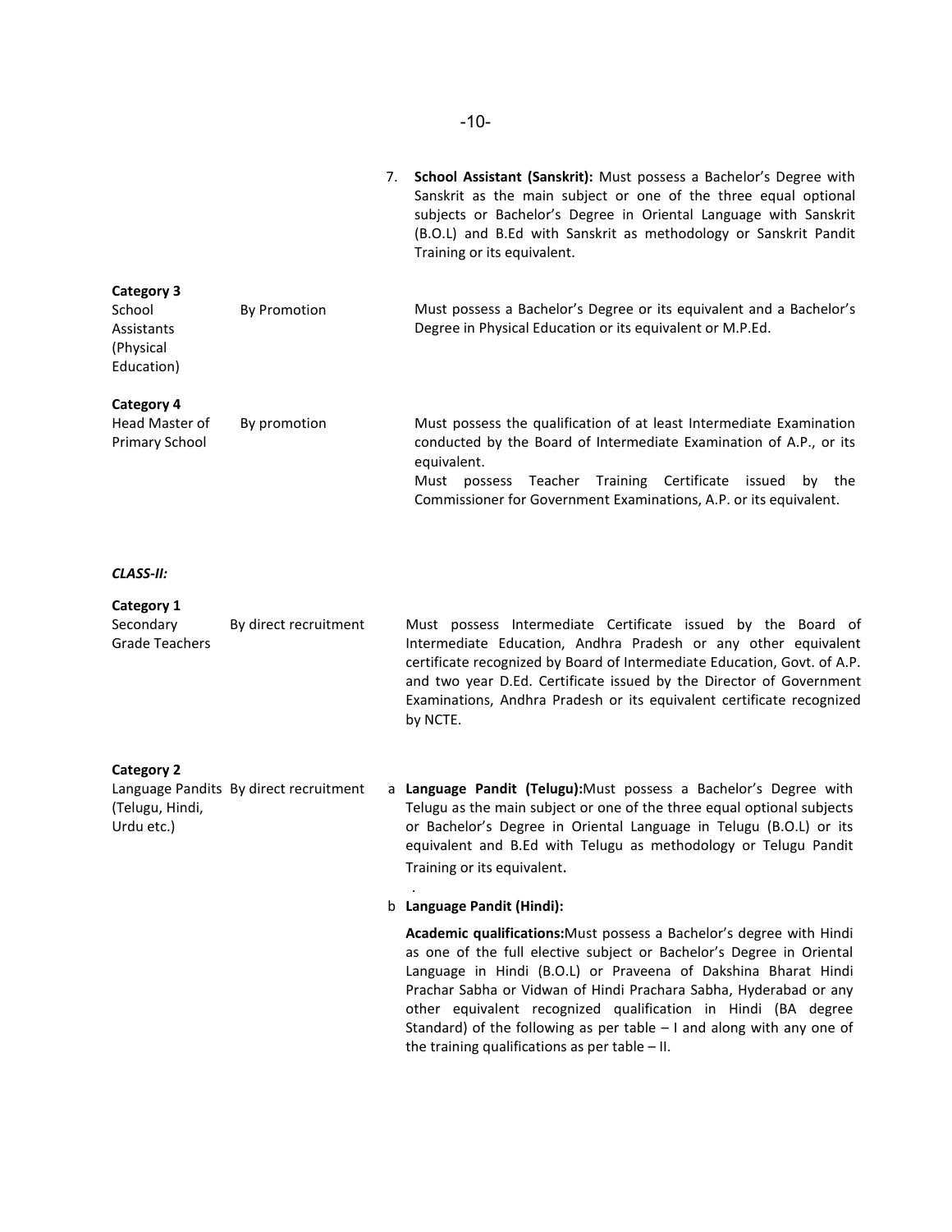| | | |
|---|---|---|
| | | 7. **School Assistant (Sanskrit):** Must possess a Bachelor's Degree with Sanskrit as the main subject or one of the three equal optional subjects or Bachelor's Degree in Oriental Language with Sanskrit (B.O.L) and B.Ed with Sanskrit as methodology or Sanskrit Pandit Training or its equivalent. |
| **Category 3**<br>School Assistants (Physical Education) | By Promotion | Must possess a Bachelor's Degree or its equivalent and a Bachelor's Degree in Physical Education or its equivalent or M.P.Ed. |
| **Category 4**<br>Head Master of Primary School | By promotion | Must possess the qualification of at least Intermediate Examination conducted by the Board of Intermediate Examination of A.P., or its equivalent.<br>Must possess Teacher Training Certificate issued by the Commissioner for Government Examinations, A.P. or its equivalent. |

***CLASS-II:***

| | | |
|---|---|---|
| **Category 1**<br>Secondary Grade Teachers | By direct recruitment | Must possess Intermediate Certificate issued by the Board of Intermediate Education, Andhra Pradesh or any other equivalent certificate recognized by Board of Intermediate Education, Govt. of A.P. and two year D.Ed. Certificate issued by the Director of Government Examinations, Andhra Pradesh or its equivalent certificate recognized by NCTE. |
| **Category 2**<br>Language Pandits (Telugu, Hindi, Urdu etc.) | By direct recruitment | a **Language Pandit (Telugu):** Must possess a Bachelor's Degree with Telugu as the main subject or one of the three equal optional subjects or Bachelor's Degree in Oriental Language in Telugu (B.O.L) or its equivalent and B.Ed with Telugu as methodology or Telugu Pandit Training or its equivalent.<br><br>b **Language Pandit (Hindi):**<br><br>**Academic qualifications:** Must possess a Bachelor's degree with Hindi as one of the full elective subject or Bachelor's Degree in Oriental Language in Hindi (B.O.L) or Praveena of Dakshina Bharat Hindi Prachar Sabha or Vidwan of Hindi Prachara Sabha, Hyderabad or any other equivalent recognized qualification in Hindi (BA degree Standard) of the following as per table – I and along with any one of the training qualifications as per table – II. |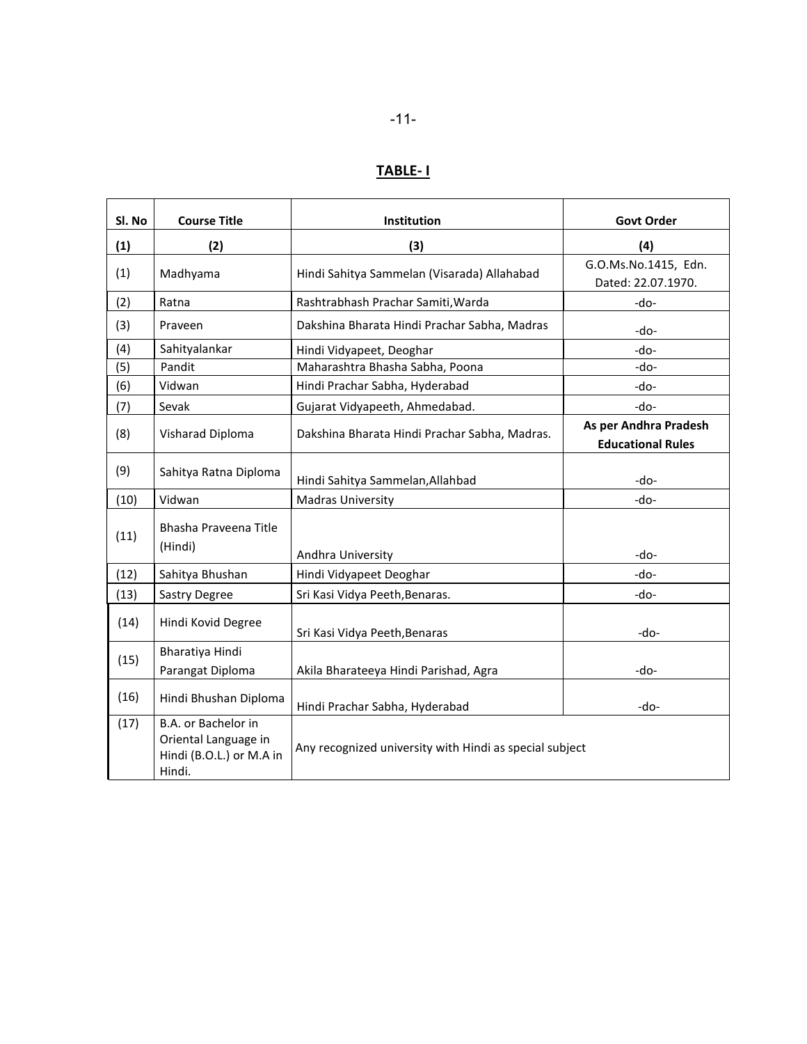## TABLE- I

| Sl. No | Course Title | Institution | Govt Order |
|---|---|---|---|
| **(1)** | **(2)** | **(3)** | **(4)** |
| (1) | Madhyama | Hindi Sahitya Sammelan (Visarada) Allahabad | G.O.Ms.No.1415, Edn. Dated: 22.07.1970. |
| (2) | Ratna | Rashtrabhash Prachar Samiti,Warda | -do- |
| (3) | Praveen | Dakshina Bharata Hindi Prachar Sabha, Madras | -do- |
| (4) | Sahityalankar | Hindi Vidyapeet, Deoghar | -do- |
| (5) | Pandit | Maharashtra Bhasha Sabha, Poona | -do- |
| (6) | Vidwan | Hindi Prachar Sabha, Hyderabad | -do- |
| (7) | Sevak | Gujarat Vidyapeeth, Ahmedabad. | -do- |
| (8) | Visharad Diploma | Dakshina Bharata Hindi Prachar Sabha, Madras. | **As per Andhra Pradesh Educational Rules** |
| (9) | Sahitya Ratna Diploma | Hindi Sahitya Sammelan,Allahbad | -do- |
| (10) | Vidwan | Madras University | -do- |
| (11) | Bhasha Praveena Title (Hindi) | Andhra University | -do- |
| (12) | Sahitya Bhushan | Hindi Vidyapeet Deoghar | -do- |
| (13) | Sastry Degree | Sri Kasi Vidya Peeth,Benaras. | -do- |
| (14) | Hindi Kovid Degree | Sri Kasi Vidya Peeth,Benaras | -do- |
| (15) | Bharatiya Hindi Parangat Diploma | Akila Bharateeya Hindi Parishad, Agra | -do- |
| (16) | Hindi Bhushan Diploma | Hindi Prachar Sabha, Hyderabad | -do- |
| (17) | B.A. or Bachelor in Oriental Language in Hindi (B.O.L.) or M.A in Hindi. | Any recognized university with Hindi as special subject | |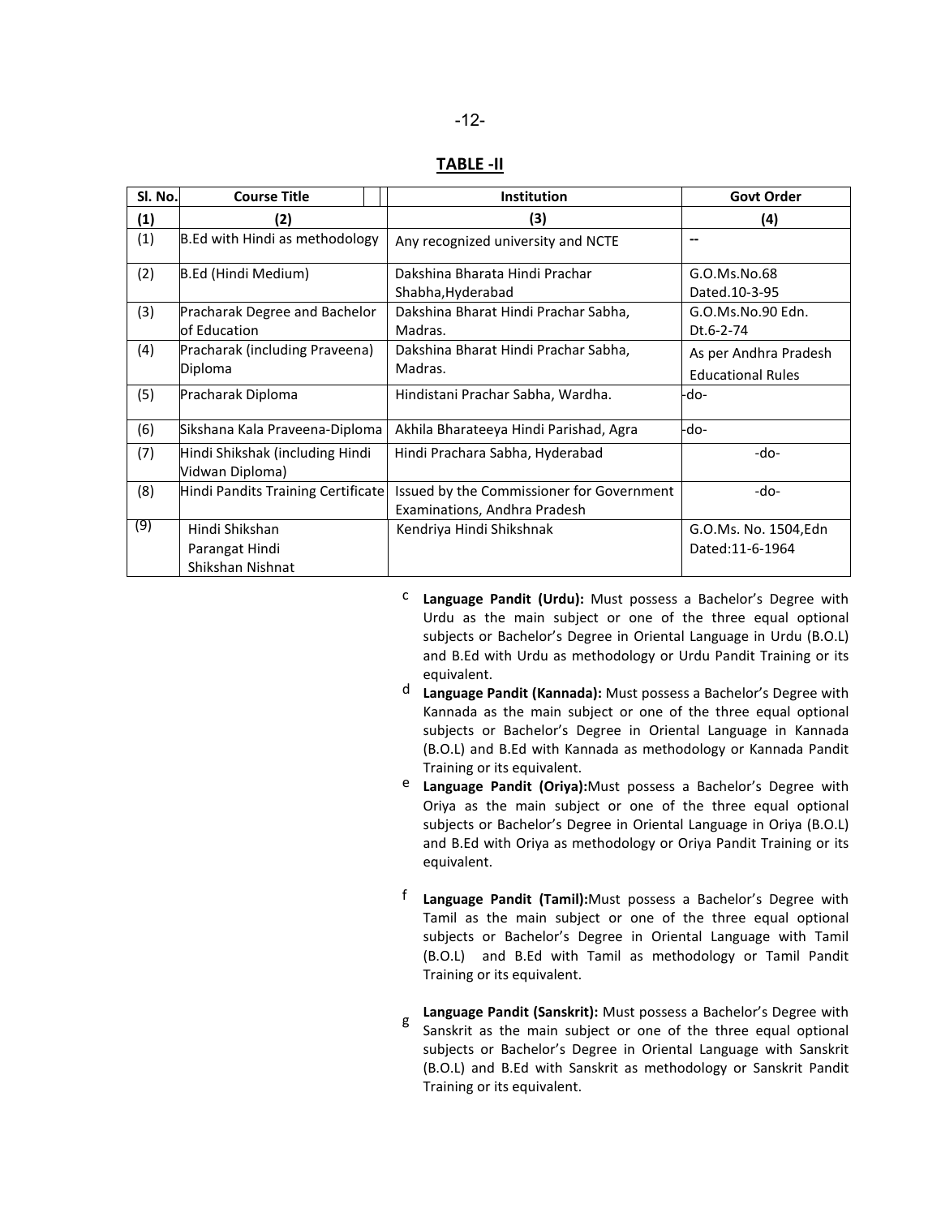## TABLE -II

| Sl. No. | Course Title | Institution | Govt Order |
|---|---|---|---|
| (1) | (2) | (3) | (4) |
| (1) | B.Ed with Hindi as methodology | Any recognized university and NCTE | -- |
| (2) | B.Ed (Hindi Medium) | Dakshina Bharata Hindi Prachar Shabha,Hyderabad | G.O.Ms.No.68 Dated.10-3-95 |
| (3) | Pracharak Degree and Bachelor of Education | Dakshina Bharat Hindi Prachar Sabha, Madras. | G.O.Ms.No.90 Edn. Dt.6-2-74 |
| (4) | Pracharak (including Praveena) Diploma | Dakshina Bharat Hindi Prachar Sabha, Madras. | As per Andhra Pradesh Educational Rules |
| (5) | Pracharak Diploma | Hindistani Prachar Sabha, Wardha. | -do- |
| (6) | Sikshana Kala Praveena-Diploma | Akhila Bharateeya Hindi Parishad, Agra | -do- |
| (7) | Hindi Shikshak (including Hindi Vidwan Diploma) | Hindi Prachara Sabha, Hyderabad | -do- |
| (8) | Hindi Pandits Training Certificate | Issued by the Commissioner for Government Examinations, Andhra Pradesh | -do- |
| (9) | Hindi Shikshan Parangat Hindi Shikshan Nishnat | Kendriya Hindi Shikshnak | G.O.Ms. No. 1504,Edn Dated:11-6-1964 |

c **Language Pandit (Urdu):** Must possess a Bachelor's Degree with Urdu as the main subject or one of the three equal optional subjects or Bachelor's Degree in Oriental Language in Urdu (B.O.L) and B.Ed with Urdu as methodology or Urdu Pandit Training or its equivalent.

d **Language Pandit (Kannada):** Must possess a Bachelor's Degree with Kannada as the main subject or one of the three equal optional subjects or Bachelor's Degree in Oriental Language in Kannada (B.O.L) and B.Ed with Kannada as methodology or Kannada Pandit Training or its equivalent.

e **Language Pandit (Oriya):**Must possess a Bachelor's Degree with Oriya as the main subject or one of the three equal optional subjects or Bachelor's Degree in Oriental Language in Oriya (B.O.L) and B.Ed with Oriya as methodology or Oriya Pandit Training or its equivalent.

f **Language Pandit (Tamil):**Must possess a Bachelor's Degree with Tamil as the main subject or one of the three equal optional subjects or Bachelor's Degree in Oriental Language with Tamil (B.O.L) and B.Ed with Tamil as methodology or Tamil Pandit Training or its equivalent.

g **Language Pandit (Sanskrit):** Must possess a Bachelor's Degree with Sanskrit as the main subject or one of the three equal optional subjects or Bachelor's Degree in Oriental Language with Sanskrit (B.O.L) and B.Ed with Sanskrit as methodology or Sanskrit Pandit Training or its equivalent.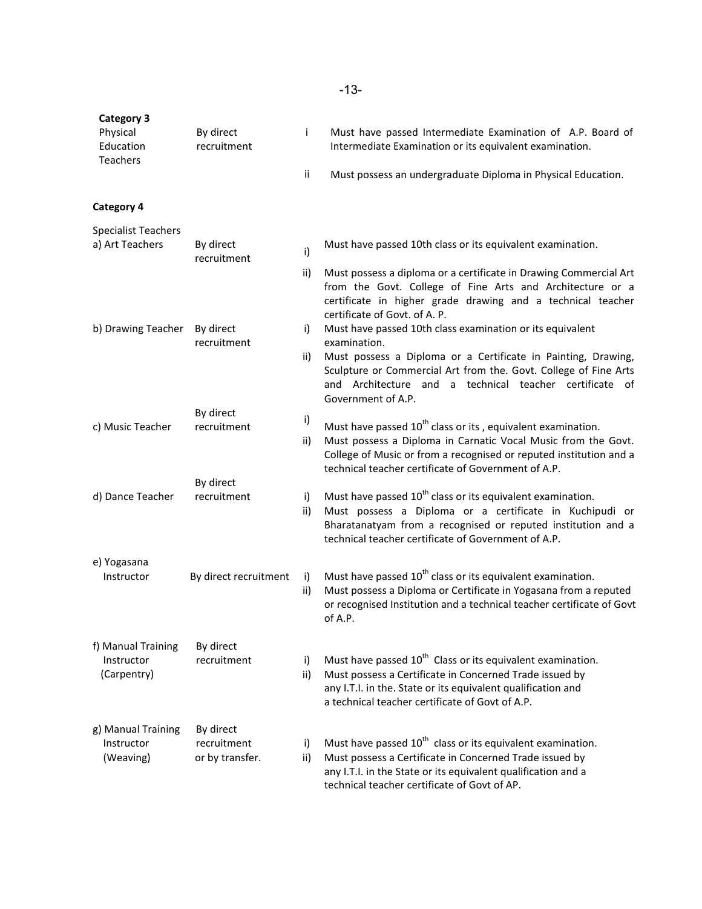**Category 3**

| | | | |
|---|---|---|---|
| Physical Education Teachers | By direct recruitment | i | Must have passed Intermediate Examination of A.P. Board of Intermediate Examination or its equivalent examination. |
| | | ii | Must possess an undergraduate Diploma in Physical Education. |

**Category 4**

Specialist Teachers

| | | | |
|---|---|---|---|
| a) Art Teachers | By direct recruitment | i) | Must have passed 10th class or its equivalent examination. |
| | | ii) | Must possess a diploma or a certificate in Drawing Commercial Art from the Govt. College of Fine Arts and Architecture or a certificate in higher grade drawing and a technical teacher certificate of Govt. of A. P. |
| b) Drawing Teacher | By direct recruitment | i) | Must have passed 10th class examination or its equivalent examination. |
| | | ii) | Must possess a Diploma or a Certificate in Painting, Drawing, Sculpture or Commercial Art from the. Govt. College of Fine Arts and Architecture and a technical teacher certificate of Government of A.P. |
| c) Music Teacher | By direct recruitment | i) | Must have passed 10th class or its , equivalent examination. |
| | | ii) | Must possess a Diploma in Carnatic Vocal Music from the Govt. College of Music or from a recognised or reputed institution and a technical teacher certificate of Government of A.P. |
| d) Dance Teacher | By direct recruitment | i) | Must have passed 10th class or its equivalent examination. |
| | | ii) | Must possess a Diploma or a certificate in Kuchipudi or Bharatanatyam from a recognised or reputed institution and a technical teacher certificate of Government of A.P. |
| e) Yogasana Instructor | By direct recruitment | i) | Must have passed 10th class or its equivalent examination. |
| | | ii) | Must possess a Diploma or Certificate in Yogasana from a reputed or recognised Institution and a technical teacher certificate of Govt of A.P. |
| f) Manual Training Instructor (Carpentry) | By direct recruitment | i) | Must have passed 10th Class or its equivalent examination. |
| | | ii) | Must possess a Certificate in Concerned Trade issued by any I.T.I. in the. State or its equivalent qualification and a technical teacher certificate of Govt of A.P. |
| g) Manual Training Instructor (Weaving) | By direct recruitment or by transfer. | i) | Must have passed 10th class or its equivalent examination. |
| | | ii) | Must possess a Certificate in Concerned Trade issued by any I.T.I. in the State or its equivalent qualification and a technical teacher certificate of Govt of AP. |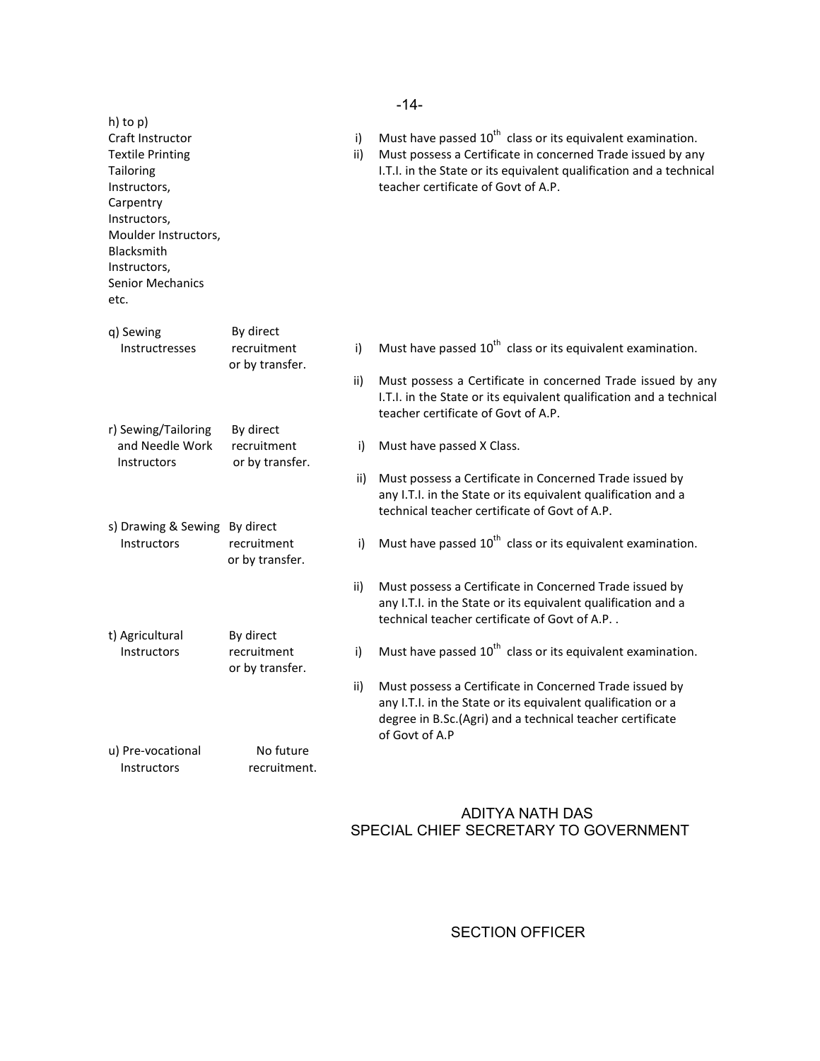| | | |
|---|---|---|
| h) to p) Craft Instructor Textile Printing Tailoring Instructors, Carpentry Instructors, Moulder Instructors, Blacksmith Instructors, Senior Mechanics etc. | | i) Must have passed 10th class or its equivalent examination.<br>ii) Must possess a Certificate in concerned Trade issued by any I.T.I. in the State or its equivalent qualification and a technical teacher certificate of Govt of A.P. |
| q) Sewing Instructresses | By direct recruitment or by transfer. | i) Must have passed 10th class or its equivalent examination.<br>ii) Must possess a Certificate in concerned Trade issued by any I.T.I. in the State or its equivalent qualification and a technical teacher certificate of Govt of A.P. |
| r) Sewing/Tailoring and Needle Work Instructors | By direct recruitment or by transfer. | i) Must have passed X Class.<br>ii) Must possess a Certificate in Concerned Trade issued by any I.T.I. in the State or its equivalent qualification and a technical teacher certificate of Govt of A.P. |
| s) Drawing & Sewing Instructors | By direct recruitment or by transfer. | i) Must have passed 10th class or its equivalent examination.<br>ii) Must possess a Certificate in Concerned Trade issued by any I.T.I. in the State or its equivalent qualification and a technical teacher certificate of Govt of A.P. . |
| t) Agricultural Instructors | By direct recruitment or by transfer. | i) Must have passed 10th class or its equivalent examination.<br>ii) Must possess a Certificate in Concerned Trade issued by any I.T.I. in the State or its equivalent qualification or a degree in B.Sc.(Agri) and a technical teacher certificate of Govt of A.P |
| u) Pre-vocational Instructors | No future recruitment. | |

ADITYA NATH DAS
SPECIAL CHIEF SECRETARY TO GOVERNMENT

SECTION OFFICER